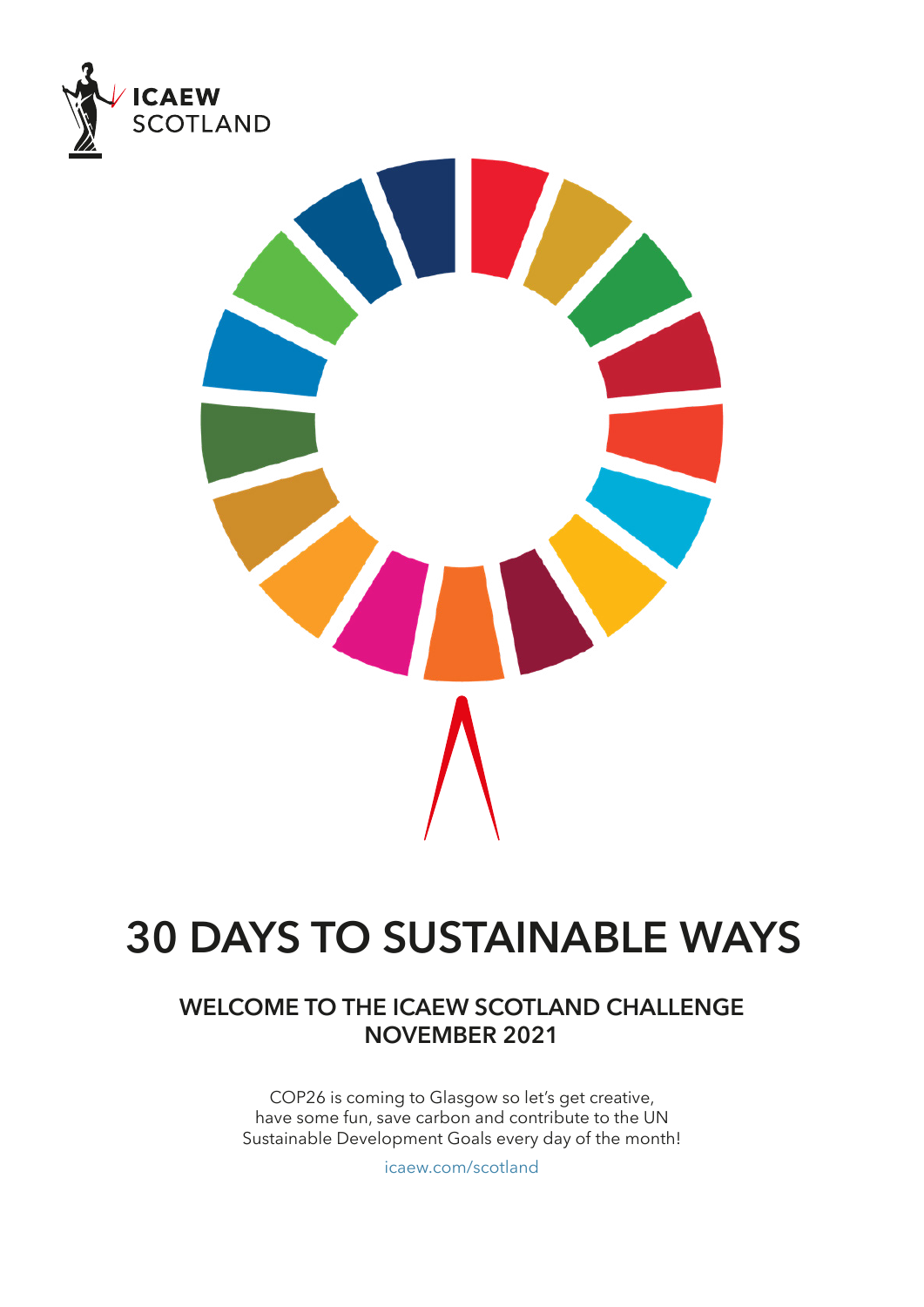ICAEW SCOTLAND

# 30 DAYS TO SUSTAINABLE WAYS

## WELCOME TO THE ICAEW SCOTLAND CHALLENGE NOVEMBER 2021

COP26 is coming to Glasgow so let's get creative, have some fun, save carbon and contribute to the UN Sustainable Development Goals every day of the month!

icaew.com/scotland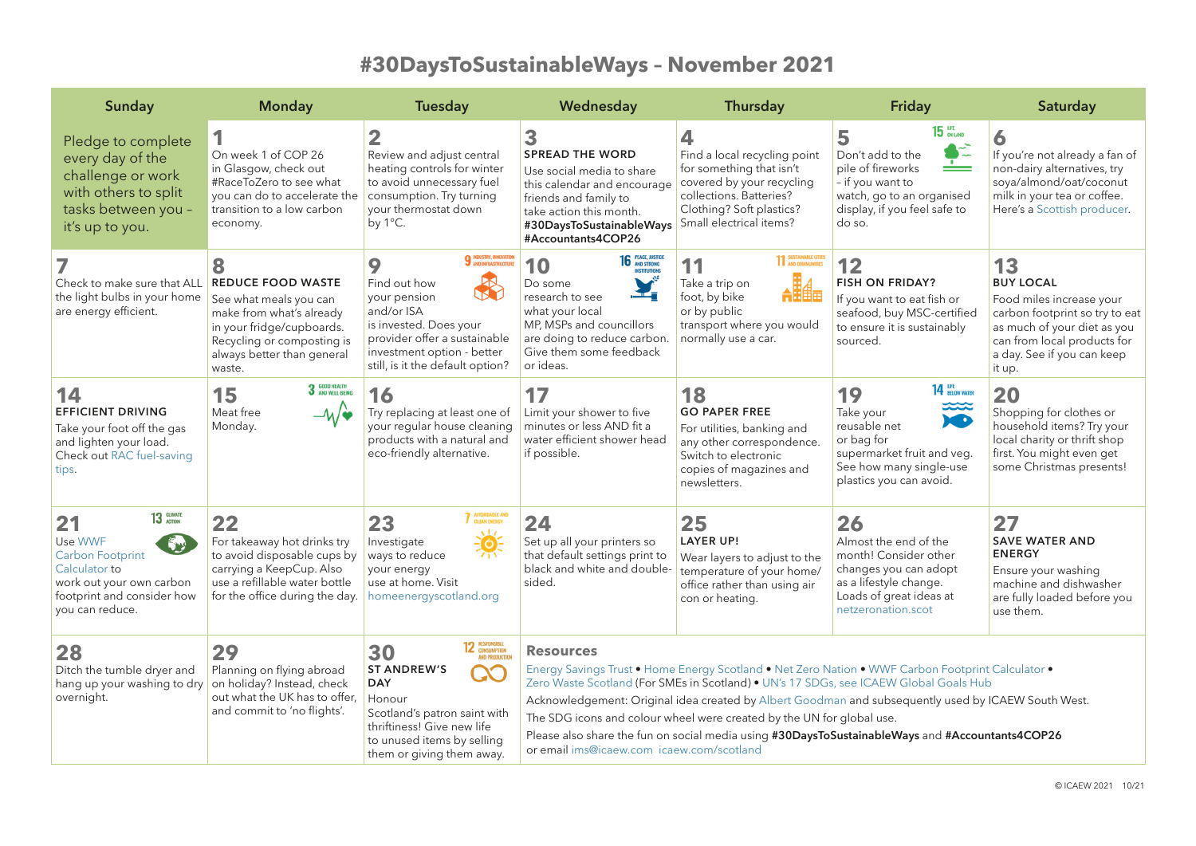# #30DaysToSustainableWays – November 2021

| Sunday | Monday | Tuesday | Wednesday | Thursday | Friday | Saturday |
|---|---|---|---|---|---|---|
| Pledge to complete every day of the challenge or work with others to split tasks between you – it's up to you. | **1** On week 1 of COP 26 in Glasgow, check out #RaceToZero to see what you can do to accelerate the transition to a low carbon economy. | **2** Review and adjust central heating controls for winter to avoid unnecessary fuel consumption. Try turning your thermostat down by 1°C. | **3** **SPREAD THE WORD** Use social media to share this calendar and encourage friends and family to take action this month. **#30DaysToSustainableWays #Accountants4COP26** | **4** Find a local recycling point for something that isn't covered by your recycling collections. Batteries? Clothing? Soft plastics? Small electrical items? | **5** 15 LIFE ON LAND. Don't add to the pile of fireworks – if you want to watch, go to an organised display, if you feel safe to do so. | **6** If you're not already a fan of non-dairy alternatives, try soya/almond/oat/coconut milk in your tea or coffee. Here's a Scottish producer. |
| **7** Check to make sure that ALL the light bulbs in your home are energy efficient. | **8** **REDUCE FOOD WASTE** See what meals you can make from what's already in your fridge/cupboards. Recycling or composting is always better than general waste. | **9** 9 INDUSTRY, INNOVATION AND INFRASTRUCTURE. Find out how your pension and/or ISA is invested. Does your provider offer a sustainable investment option - better still, is it the default option? | **10** 16 PEACE, JUSTICE AND STRONG INSTITUTIONS. Do some research to see what your local MP, MSPs and councillors are doing to reduce carbon. Give them some feedback or ideas. | **11** 11 SUSTAINABLE CITIES AND COMMUNITIES. Take a trip on foot, by bike or by public transport where you would normally use a car. | **12** **FISH ON FRIDAY?** If you want to eat fish or seafood, buy MSC-certified to ensure it is sustainably sourced. | **13** **BUY LOCAL** Food miles increase your carbon footprint so try to eat as much of your diet as you can from local products for a day. See if you can keep it up. |
| **14** **EFFICIENT DRIVING** Take your foot off the gas and lighten your load. Check out RAC fuel-saving tips. | **15** 3 GOOD HEALTH AND WELL-BEING. Meat free Monday. | **16** Try replacing at least one of your regular house cleaning products with a natural and eco-friendly alternative. | **17** Limit your shower to five minutes or less AND fit a water efficient shower head if possible. | **18** **GO PAPER FREE** For utilities, banking and any other correspondence. Switch to electronic copies of magazines and newsletters. | **19** 14 LIFE BELOW WATER. Take your reusable net or bag for supermarket fruit and veg. See how many single-use plastics you can avoid. | **20** Shopping for clothes or household items? Try your local charity or thrift shop first. You might even get some Christmas presents! |
| **21** 13 CLIMATE ACTION. Use WWF Carbon Footprint Calculator to work out your own carbon footprint and consider how you can reduce. | **22** For takeaway hot drinks try to avoid disposable cups by carrying a KeepCup. Also use a refillable water bottle for the office during the day. | **23** 7 AFFORDABLE AND CLEAN ENERGY. Investigate ways to reduce your energy use at home. Visit homeenergyscotland.org | **24** Set up all your printers so that default settings print to black and white and double-sided. | **25** **LAYER UP!** Wear layers to adjust to the temperature of your home/office rather than using air con or heating. | **26** Almost the end of the month! Consider other changes you can adopt as a lifestyle change. Loads of great ideas at netzeronation.scot | **27** **SAVE WATER AND ENERGY** Ensure your washing machine and dishwasher are fully loaded before you use them. |
| **28** Ditch the tumble dryer and hang up your washing to dry overnight. | **29** Planning on flying abroad on holiday? Instead, check out what the UK has to offer, and commit to 'no flights'. | **30** 12 RESPONSIBLE CONSUMPTION AND PRODUCTION. **ST ANDREW'S DAY** Honour Scotland's patron saint with thriftiness! Give new life to unused items by selling them or giving them away. | | | | |

## Resources

Energy Savings Trust • Home Energy Scotland • Net Zero Nation • WWF Carbon Footprint Calculator • Zero Waste Scotland (For SMEs in Scotland) • UN's 17 SDGs, see ICAEW Global Goals Hub

Acknowledgement: Original idea created by Albert Goodman and subsequently used by ICAEW South West.

The SDG icons and colour wheel were created by the UN for global use.

Please also share the fun on social media using **#30DaysToSustainableWays** and **#Accountants4COP26** or email ims@icaew.com icaew.com/scotland

© ICAEW 2021 10/21